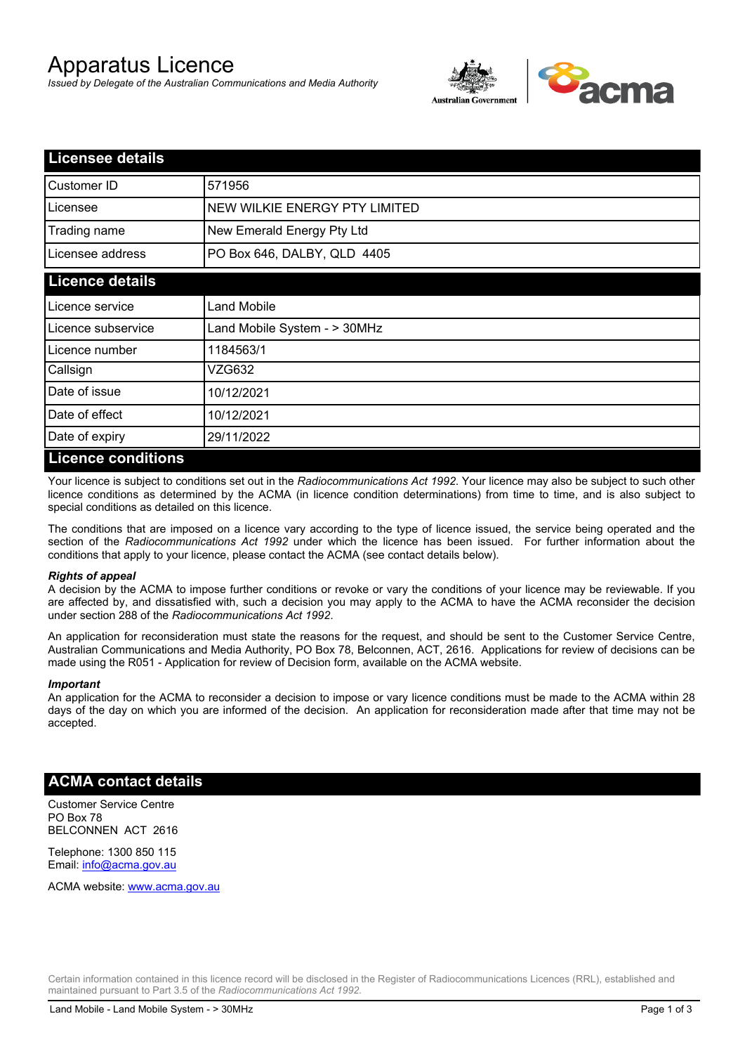# Apparatus Licence

*Issued by Delegate of the Australian Communications and Media Authority*

## Licensee details

| | |
|---|---|
| Customer ID | 571956 |
| Licensee | NEW WILKIE ENERGY PTY LIMITED |
| Trading name | New Emerald Energy Pty Ltd |
| Licensee address | PO Box 646, DALBY, QLD 4405 |

## Licence details

| | |
|---|---|
| Licence service | Land Mobile |
| Licence subservice | Land Mobile System - > 30MHz |
| Licence number | 1184563/1 |
| Callsign | VZG632 |
| Date of issue | 10/12/2021 |
| Date of effect | 10/12/2021 |
| Date of expiry | 29/11/2022 |

## Licence conditions

Your licence is subject to conditions set out in the *Radiocommunications Act 1992*. Your licence may also be subject to such other licence conditions as determined by the ACMA (in licence condition determinations) from time to time, and is also subject to special conditions as detailed on this licence.

The conditions that are imposed on a licence vary according to the type of licence issued, the service being operated and the section of the *Radiocommunications Act 1992* under which the licence has been issued. For further information about the conditions that apply to your licence, please contact the ACMA (see contact details below).

***Rights of appeal***

A decision by the ACMA to impose further conditions or revoke or vary the conditions of your licence may be reviewable. If you are affected by, and dissatisfied with, such a decision you may apply to the ACMA to have the ACMA reconsider the decision under section 288 of the *Radiocommunications Act 1992*.

An application for reconsideration must state the reasons for the request, and should be sent to the Customer Service Centre, Australian Communications and Media Authority, PO Box 78, Belconnen, ACT, 2616. Applications for review of decisions can be made using the R051 - Application for review of Decision form, available on the ACMA website.

***Important***

An application for the ACMA to reconsider a decision to impose or vary licence conditions must be made to the ACMA within 28 days of the day on which you are informed of the decision. An application for reconsideration made after that time may not be accepted.

## ACMA contact details

Customer Service Centre
PO Box 78
BELCONNEN ACT 2616

Telephone: 1300 850 115
Email: info@acma.gov.au

ACMA website: www.acma.gov.au

Certain information contained in this licence record will be disclosed in the Register of Radiocommunications Licences (RRL), established and maintained pursuant to Part 3.5 of the *Radiocommunications Act 1992.*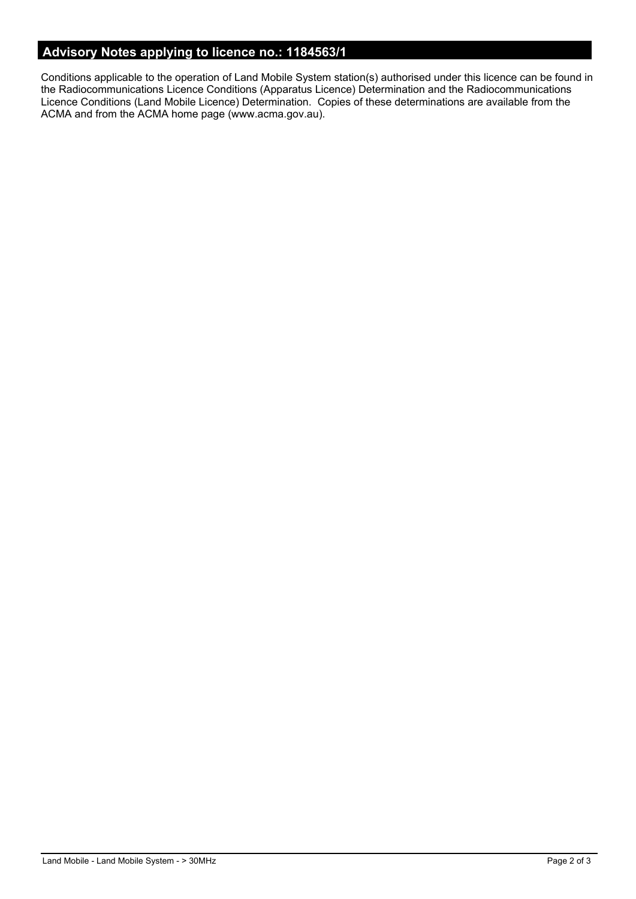## Advisory Notes applying to licence no.: 1184563/1

Conditions applicable to the operation of Land Mobile System station(s) authorised under this licence can be found in the Radiocommunications Licence Conditions (Apparatus Licence) Determination and the Radiocommunications Licence Conditions (Land Mobile Licence) Determination. Copies of these determinations are available from the ACMA and from the ACMA home page (www.acma.gov.au).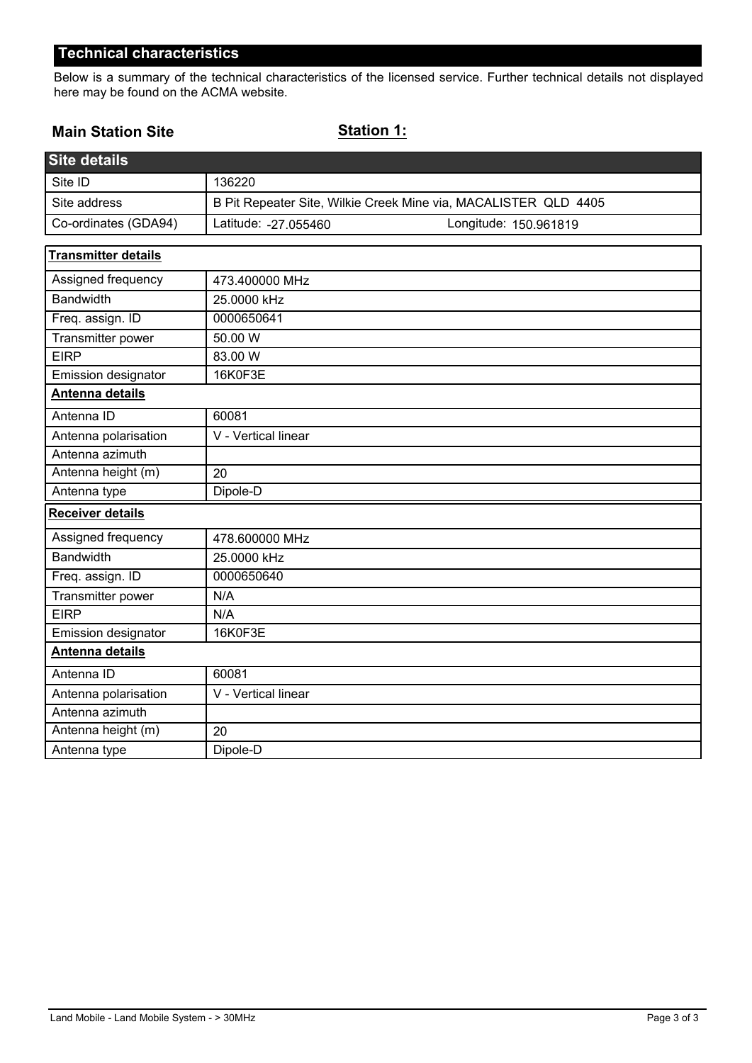## Technical characteristics

Below is a summary of the technical characteristics of the licensed service. Further technical details not displayed here may be found on the ACMA website.

**Main Station Site** **Station 1:**

| Site details | |
|---|---|
| Site ID | 136220 |
| Site address | B Pit Repeater Site, Wilkie Creek Mine via, MACALISTER QLD 4405 |
| Co-ordinates (GDA94) | Latitude: -27.055460 Longitude: 150.961819 |

| Transmitter details | |
|---|---|
| Assigned frequency | 473.400000 MHz |
| Bandwidth | 25.0000 kHz |
| Freq. assign. ID | 0000650641 |
| Transmitter power | 50.00 W |
| EIRP | 83.00 W |
| Emission designator | 16K0F3E |
| **Antenna details** | |
| Antenna ID | 60081 |
| Antenna polarisation | V - Vertical linear |
| Antenna azimuth | |
| Antenna height (m) | 20 |
| Antenna type | Dipole-D |

| Receiver details | |
|---|---|
| Assigned frequency | 478.600000 MHz |
| Bandwidth | 25.0000 kHz |
| Freq. assign. ID | 0000650640 |
| Transmitter power | N/A |
| EIRP | N/A |
| Emission designator | 16K0F3E |
| **Antenna details** | |
| Antenna ID | 60081 |
| Antenna polarisation | V - Vertical linear |
| Antenna azimuth | |
| Antenna height (m) | 20 |
| Antenna type | Dipole-D |